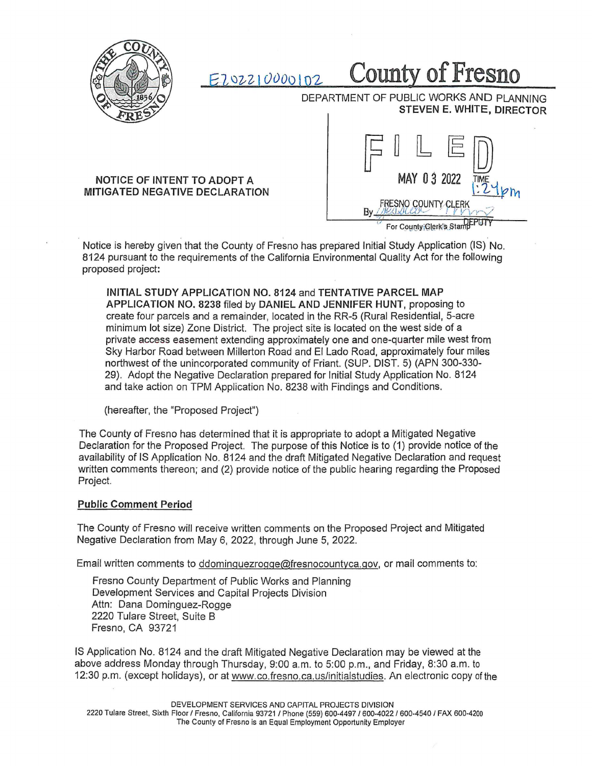E202210000102

# County of Fresno

DEPARTMENT OF PUBLIC WORKS AND PLANNING
**STEVEN E. WHITE, DIRECTOR**

FILED
MAY 03 2022 TIME 1:24pm
FRESNO COUNTY CLERK
By ________ DEPUTY
For County Clerk's Stamp

**NOTICE OF INTENT TO ADOPT A MITIGATED NEGATIVE DECLARATION**

Notice is hereby given that the County of Fresno has prepared Initial Study Application (IS) No. 8124 pursuant to the requirements of the California Environmental Quality Act for the following proposed project:

> **INITIAL STUDY APPLICATION NO. 8124** and **TENTATIVE PARCEL MAP APPLICATION NO. 8238** filed by **DANIEL AND JENNIFER HUNT**, proposing to create four parcels and a remainder, located in the RR-5 (Rural Residential, 5-acre minimum lot size) Zone District. The project site is located on the west side of a private access easement extending approximately one and one-quarter mile west from Sky Harbor Road between Millerton Road and El Lado Road, approximately four miles northwest of the unincorporated community of Friant. (SUP. DIST. 5) (APN 300-330-29). Adopt the Negative Declaration prepared for Initial Study Application No. 8124 and take action on TPM Application No. 8238 with Findings and Conditions.
>
> (hereafter, the "Proposed Project")

The County of Fresno has determined that it is appropriate to adopt a Mitigated Negative Declaration for the Proposed Project. The purpose of this Notice is to (1) provide notice of the availability of IS Application No. 8124 and the draft Mitigated Negative Declaration and request written comments thereon; and (2) provide notice of the public hearing regarding the Proposed Project.

## Public Comment Period

The County of Fresno will receive written comments on the Proposed Project and Mitigated Negative Declaration from May 6, 2022, through June 5, 2022.

Email written comments to ddominguezrogge@fresnocountyca.gov, or mail comments to:

Fresno County Department of Public Works and Planning
Development Services and Capital Projects Division
Attn: Dana Dominguez-Rogge
2220 Tulare Street, Suite B
Fresno, CA 93721

IS Application No. 8124 and the draft Mitigated Negative Declaration may be viewed at the above address Monday through Thursday, 9:00 a.m. to 5:00 p.m., and Friday, 8:30 a.m. to 12:30 p.m. (except holidays), or at www.co.fresno.ca.us/initialstudies. An electronic copy of the

DEVELOPMENT SERVICES AND CAPITAL PROJECTS DIVISION
2220 Tulare Street, Sixth Floor / Fresno, California 93721 / Phone (559) 600-4497 / 600-4022 / 600-4540 / FAX 600-4200
The County of Fresno is an Equal Employment Opportunity Employer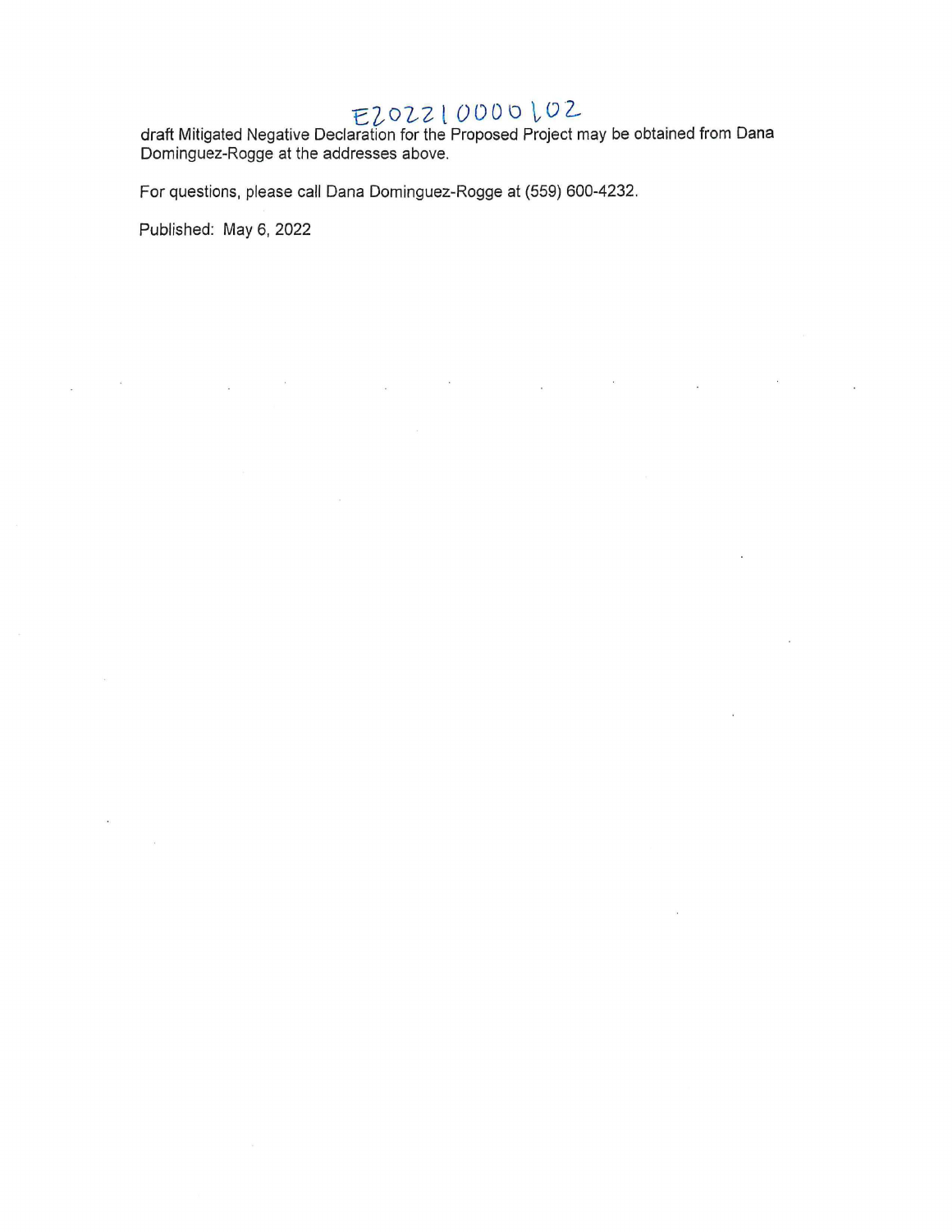E202210000102

draft Mitigated Negative Declaration for the Proposed Project may be obtained from Dana Dominguez-Rogge at the addresses above.

For questions, please call Dana Dominguez-Rogge at (559) 600-4232.

Published: May 6, 2022